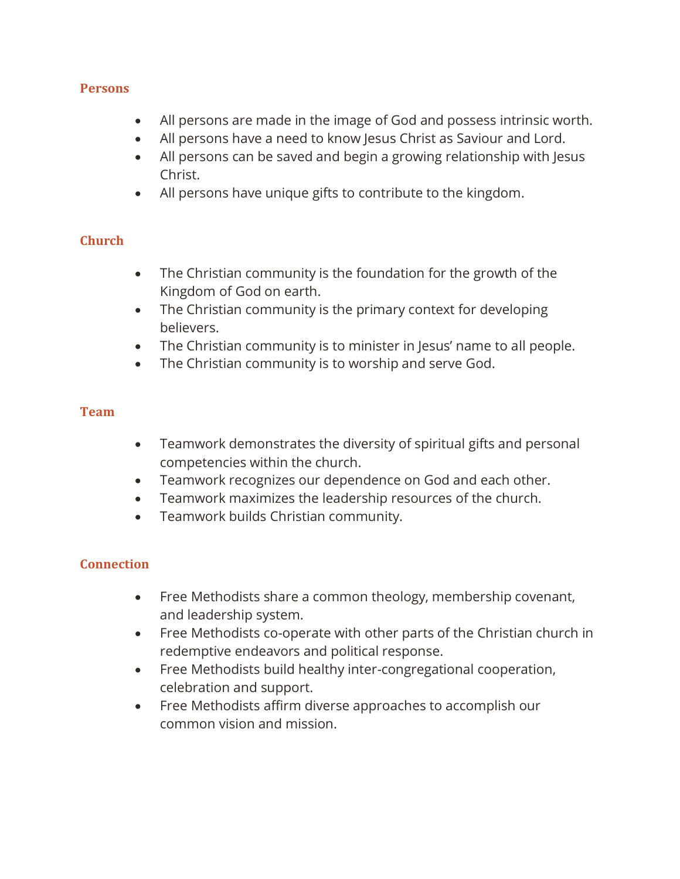### Persons

- All persons are made in the image of God and possess intrinsic worth.
- All persons have a need to know Jesus Christ as Saviour and Lord.
- All persons can be saved and begin a growing relationship with Jesus Christ.
- All persons have unique gifts to contribute to the kingdom.

### Church

- The Christian community is the foundation for the growth of the Kingdom of God on earth.
- The Christian community is the primary context for developing believers.
- The Christian community is to minister in Jesus' name to all people.
- The Christian community is to worship and serve God.

### Team

- Teamwork demonstrates the diversity of spiritual gifts and personal competencies within the church.
- Teamwork recognizes our dependence on God and each other.
- Teamwork maximizes the leadership resources of the church.
- Teamwork builds Christian community.

### Connection

- Free Methodists share a common theology, membership covenant, and leadership system.
- Free Methodists co-operate with other parts of the Christian church in redemptive endeavors and political response.
- Free Methodists build healthy inter-congregational cooperation, celebration and support.
- Free Methodists affirm diverse approaches to accomplish our common vision and mission.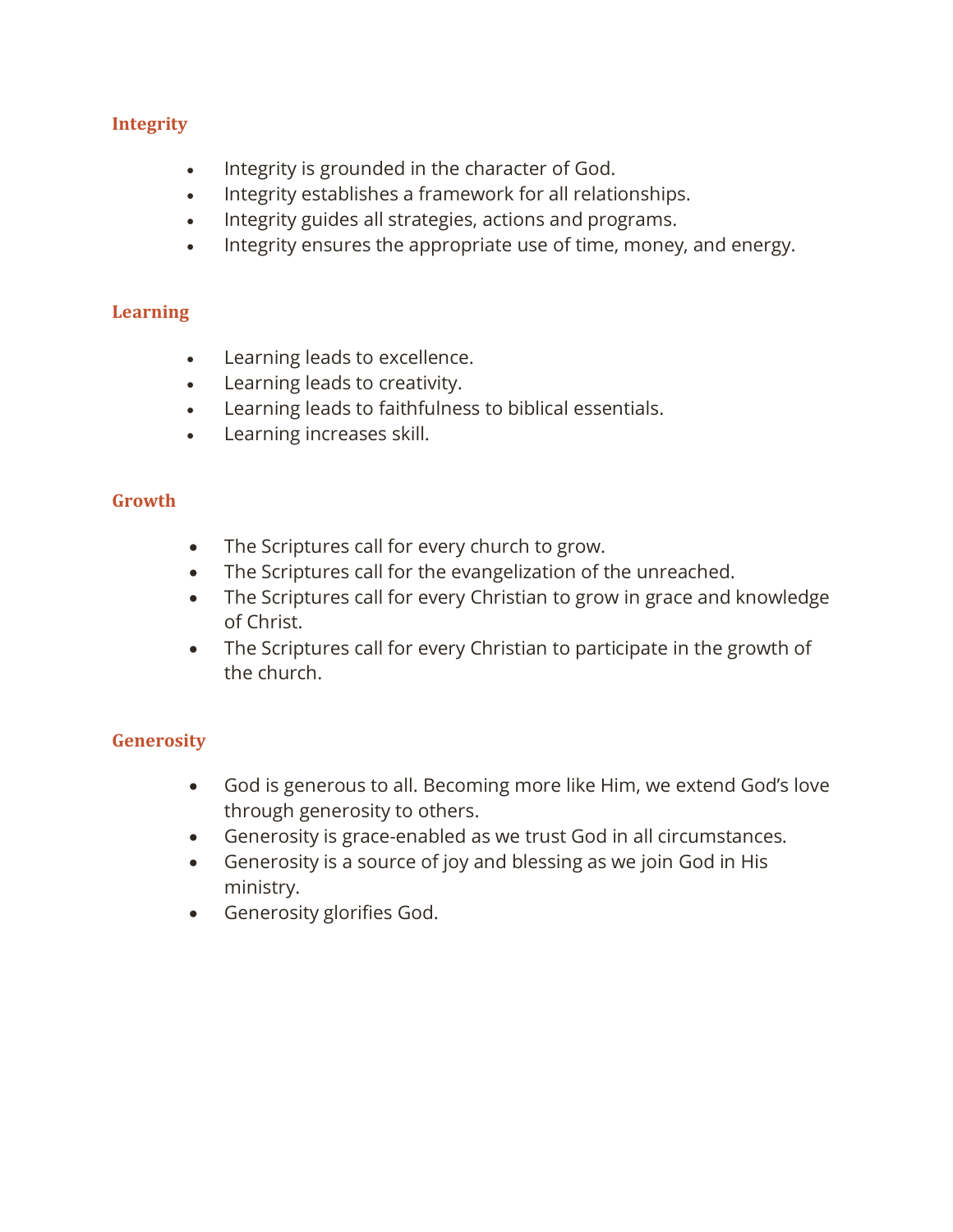### Integrity

- Integrity is grounded in the character of God.
- Integrity establishes a framework for all relationships.
- Integrity guides all strategies, actions and programs.
- Integrity ensures the appropriate use of time, money, and energy.

### Learning

- Learning leads to excellence.
- Learning leads to creativity.
- Learning leads to faithfulness to biblical essentials.
- Learning increases skill.

### Growth

- The Scriptures call for every church to grow.
- The Scriptures call for the evangelization of the unreached.
- The Scriptures call for every Christian to grow in grace and knowledge of Christ.
- The Scriptures call for every Christian to participate in the growth of the church.

### Generosity

- God is generous to all. Becoming more like Him, we extend God's love through generosity to others.
- Generosity is grace-enabled as we trust God in all circumstances.
- Generosity is a source of joy and blessing as we join God in His ministry.
- Generosity glorifies God.